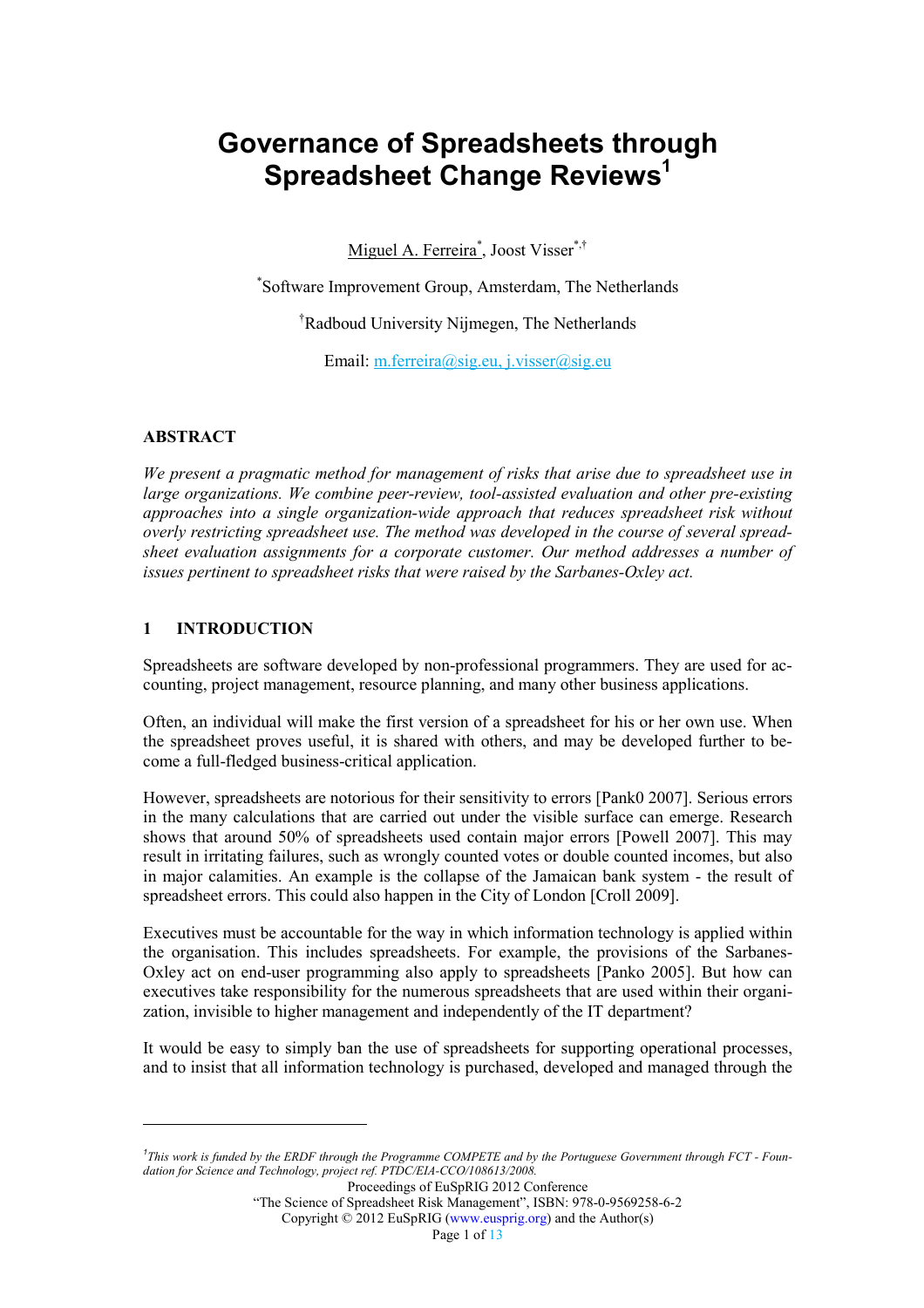# Governance of Spreadsheets through Spreadsheet Change Reviews[1]

Miguel A. Ferreira[*], Joost Visser[*,†]

[*]Software Improvement Group, Amsterdam, The Netherlands

[†]Radboud University Nijmegen, The Netherlands

Email: m.ferreira@sig.eu, j.visser@sig.eu

### ABSTRACT

*We present a pragmatic method for management of risks that arise due to spreadsheet use in large organizations. We combine peer-review, tool-assisted evaluation and other pre-existing approaches into a single organization-wide approach that reduces spreadsheet risk without overly restricting spreadsheet use. The method was developed in the course of several spreadsheet evaluation assignments for a corporate customer. Our method addresses a number of issues pertinent to spreadsheet risks that were raised by the Sarbanes-Oxley act.*

## 1 INTRODUCTION

Spreadsheets are software developed by non-professional programmers. They are used for accounting, project management, resource planning, and many other business applications.

Often, an individual will make the first version of a spreadsheet for his or her own use. When the spreadsheet proves useful, it is shared with others, and may be developed further to become a full-fledged business-critical application.

However, spreadsheets are notorious for their sensitivity to errors [Pank0 2007]. Serious errors in the many calculations that are carried out under the visible surface can emerge. Research shows that around 50% of spreadsheets used contain major errors [Powell 2007]. This may result in irritating failures, such as wrongly counted votes or double counted incomes, but also in major calamities. An example is the collapse of the Jamaican bank system - the result of spreadsheet errors. This could also happen in the City of London [Croll 2009].

Executives must be accountable for the way in which information technology is applied within the organisation. This includes spreadsheets. For example, the provisions of the Sarbanes-Oxley act on end-user programming also apply to spreadsheets [Panko 2005]. But how can executives take responsibility for the numerous spreadsheets that are used within their organization, invisible to higher management and independently of the IT department?

It would be easy to simply ban the use of spreadsheets for supporting operational processes, and to insist that all information technology is purchased, developed and managed through the

---

[1]*This work is funded by the ERDF through the Programme COMPETE and by the Portuguese Government through FCT - Foundation for Science and Technology, project ref. PTDC/EIA-CCO/108613/2008.*

Proceedings of EuSpRIG 2012 Conference
"The Science of Spreadsheet Risk Management", ISBN: 978-0-9569258-6-2
Copyright © 2012 EuSpRIG (www.eusprig.org) and the Author(s)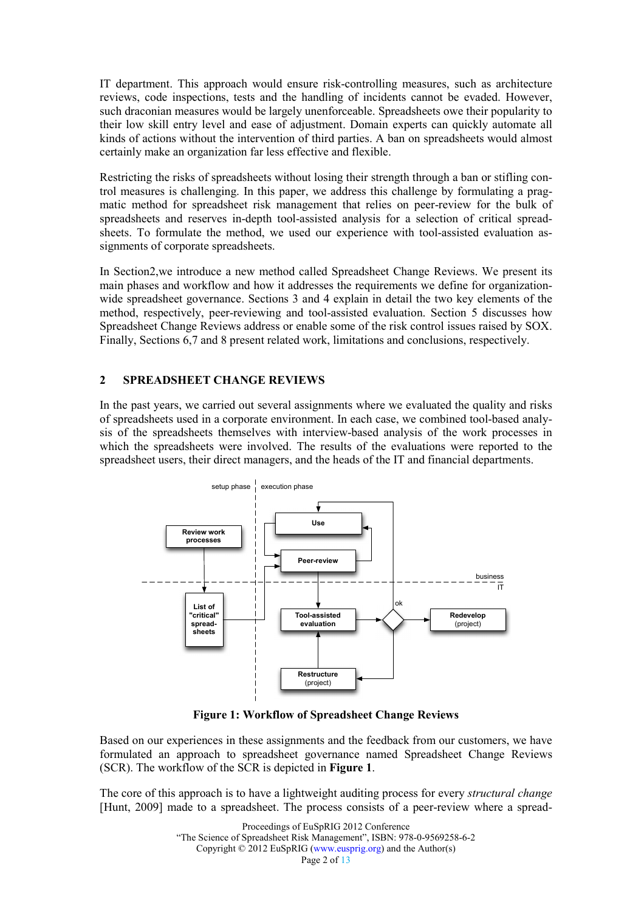IT department. This approach would ensure risk-controlling measures, such as architecture reviews, code inspections, tests and the handling of incidents cannot be evaded. However, such draconian measures would be largely unenforceable. Spreadsheets owe their popularity to their low skill entry level and ease of adjustment. Domain experts can quickly automate all kinds of actions without the intervention of third parties. A ban on spreadsheets would almost certainly make an organization far less effective and flexible.

Restricting the risks of spreadsheets without losing their strength through a ban or stifling control measures is challenging. In this paper, we address this challenge by formulating a pragmatic method for spreadsheet risk management that relies on peer-review for the bulk of spreadsheets and reserves in-depth tool-assisted analysis for a selection of critical spreadsheets. To formulate the method, we used our experience with tool-assisted evaluation assignments of corporate spreadsheets.

In Section2,we introduce a new method called Spreadsheet Change Reviews. We present its main phases and workflow and how it addresses the requirements we define for organization-wide spreadsheet governance. Sections 3 and 4 explain in detail the two key elements of the method, respectively, peer-reviewing and tool-assisted evaluation. Section 5 discusses how Spreadsheet Change Reviews address or enable some of the risk control issues raised by SOX. Finally, Sections 6,7 and 8 present related work, limitations and conclusions, respectively.

## 2 SPREADSHEET CHANGE REVIEWS

In the past years, we carried out several assignments where we evaluated the quality and risks of spreadsheets used in a corporate environment. In each case, we combined tool-based analysis of the spreadsheets themselves with interview-based analysis of the work processes in which the spreadsheets were involved. The results of the evaluations were reported to the spreadsheet users, their direct managers, and the heads of the IT and financial departments.

**Figure 1: Workflow of Spreadsheet Change Reviews**

Based on our experiences in these assignments and the feedback from our customers, we have formulated an approach to spreadsheet governance named Spreadsheet Change Reviews (SCR). The workflow of the SCR is depicted in **Figure 1**.

The core of this approach is to have a lightweight auditing process for every *structural change* [Hunt, 2009] made to a spreadsheet. The process consists of a peer-review where a spread-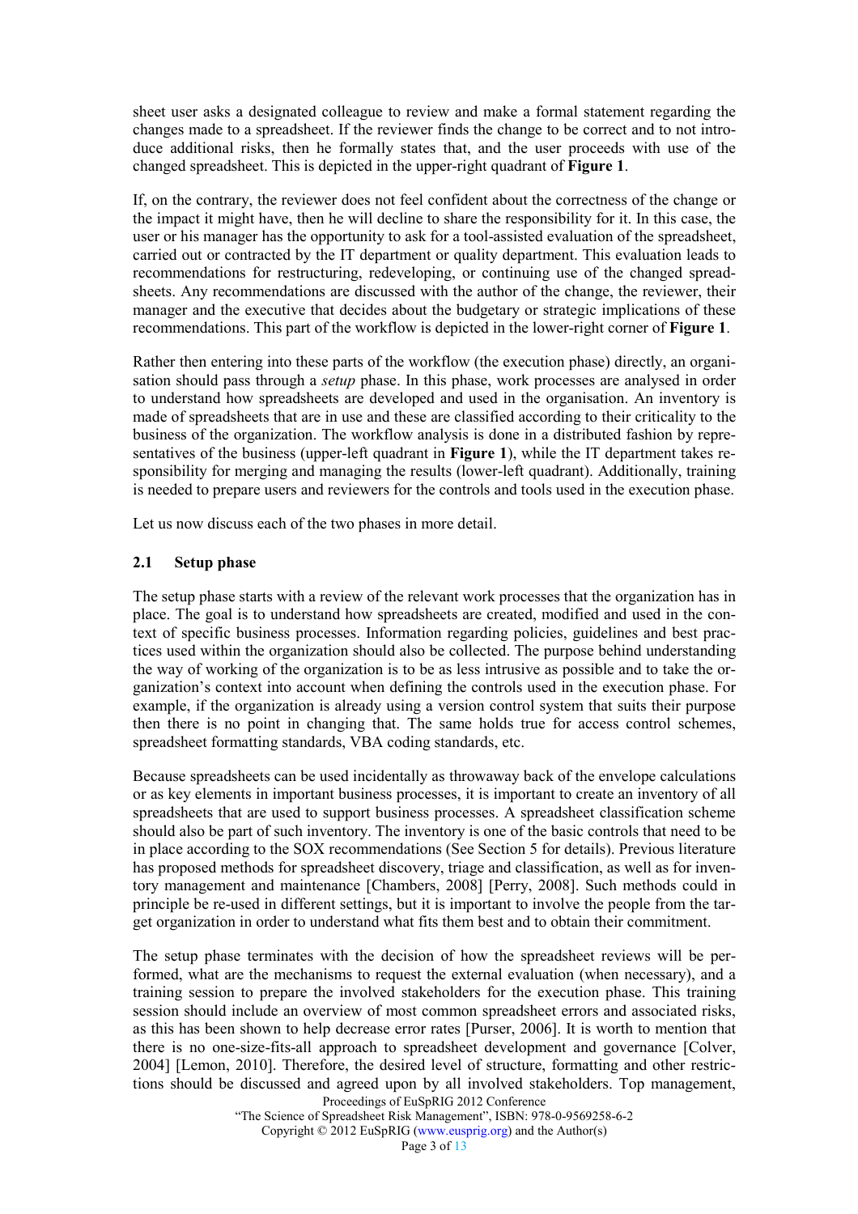sheet user asks a designated colleague to review and make a formal statement regarding the changes made to a spreadsheet. If the reviewer finds the change to be correct and to not introduce additional risks, then he formally states that, and the user proceeds with use of the changed spreadsheet. This is depicted in the upper-right quadrant of **Figure 1**.

If, on the contrary, the reviewer does not feel confident about the correctness of the change or the impact it might have, then he will decline to share the responsibility for it. In this case, the user or his manager has the opportunity to ask for a tool-assisted evaluation of the spreadsheet, carried out or contracted by the IT department or quality department. This evaluation leads to recommendations for restructuring, redeveloping, or continuing use of the changed spreadsheets. Any recommendations are discussed with the author of the change, the reviewer, their manager and the executive that decides about the budgetary or strategic implications of these recommendations. This part of the workflow is depicted in the lower-right corner of **Figure 1**.

Rather then entering into these parts of the workflow (the execution phase) directly, an organisation should pass through a *setup* phase. In this phase, work processes are analysed in order to understand how spreadsheets are developed and used in the organisation. An inventory is made of spreadsheets that are in use and these are classified according to their criticality to the business of the organization. The workflow analysis is done in a distributed fashion by representatives of the business (upper-left quadrant in **Figure 1**), while the IT department takes responsibility for merging and managing the results (lower-left quadrant). Additionally, training is needed to prepare users and reviewers for the controls and tools used in the execution phase.

Let us now discuss each of the two phases in more detail.

## 2.1 Setup phase

The setup phase starts with a review of the relevant work processes that the organization has in place. The goal is to understand how spreadsheets are created, modified and used in the context of specific business processes. Information regarding policies, guidelines and best practices used within the organization should also be collected. The purpose behind understanding the way of working of the organization is to be as less intrusive as possible and to take the organization's context into account when defining the controls used in the execution phase. For example, if the organization is already using a version control system that suits their purpose then there is no point in changing that. The same holds true for access control schemes, spreadsheet formatting standards, VBA coding standards, etc.

Because spreadsheets can be used incidentally as throwaway back of the envelope calculations or as key elements in important business processes, it is important to create an inventory of all spreadsheets that are used to support business processes. A spreadsheet classification scheme should also be part of such inventory. The inventory is one of the basic controls that need to be in place according to the SOX recommendations (See Section 5 for details). Previous literature has proposed methods for spreadsheet discovery, triage and classification, as well as for inventory management and maintenance [Chambers, 2008] [Perry, 2008]. Such methods could in principle be re-used in different settings, but it is important to involve the people from the target organization in order to understand what fits them best and to obtain their commitment.

The setup phase terminates with the decision of how the spreadsheet reviews will be performed, what are the mechanisms to request the external evaluation (when necessary), and a training session to prepare the involved stakeholders for the execution phase. This training session should include an overview of most common spreadsheet errors and associated risks, as this has been shown to help decrease error rates [Purser, 2006]. It is worth to mention that there is no one-size-fits-all approach to spreadsheet development and governance [Colver, 2004] [Lemon, 2010]. Therefore, the desired level of structure, formatting and other restrictions should be discussed and agreed upon by all involved stakeholders. Top management,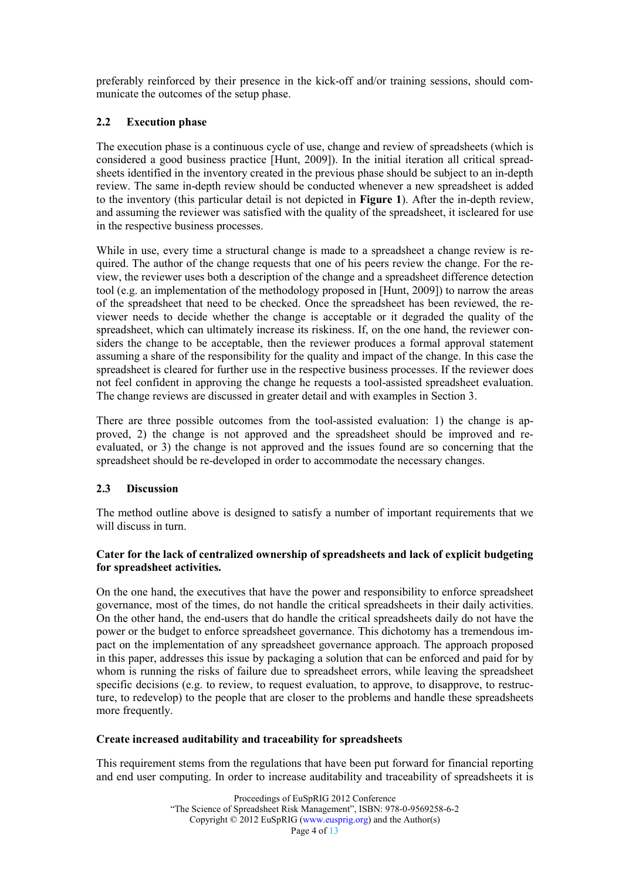preferably reinforced by their presence in the kick-off and/or training sessions, should communicate the outcomes of the setup phase.

### 2.2 Execution phase

The execution phase is a continuous cycle of use, change and review of spreadsheets (which is considered a good business practice [Hunt, 2009]). In the initial iteration all critical spreadsheets identified in the inventory created in the previous phase should be subject to an in-depth review. The same in-depth review should be conducted whenever a new spreadsheet is added to the inventory (this particular detail is not depicted in **Figure 1**). After the in-depth review, and assuming the reviewer was satisfied with the quality of the spreadsheet, it iscleared for use in the respective business processes.

While in use, every time a structural change is made to a spreadsheet a change review is required. The author of the change requests that one of his peers review the change. For the review, the reviewer uses both a description of the change and a spreadsheet difference detection tool (e.g. an implementation of the methodology proposed in [Hunt, 2009]) to narrow the areas of the spreadsheet that need to be checked. Once the spreadsheet has been reviewed, the reviewer needs to decide whether the change is acceptable or it degraded the quality of the spreadsheet, which can ultimately increase its riskiness. If, on the one hand, the reviewer considers the change to be acceptable, then the reviewer produces a formal approval statement assuming a share of the responsibility for the quality and impact of the change. In this case the spreadsheet is cleared for further use in the respective business processes. If the reviewer does not feel confident in approving the change he requests a tool-assisted spreadsheet evaluation. The change reviews are discussed in greater detail and with examples in Section 3.

There are three possible outcomes from the tool-assisted evaluation: 1) the change is approved, 2) the change is not approved and the spreadsheet should be improved and re-evaluated, or 3) the change is not approved and the issues found are so concerning that the spreadsheet should be re-developed in order to accommodate the necessary changes.

### 2.3 Discussion

The method outline above is designed to satisfy a number of important requirements that we will discuss in turn.

**Cater for the lack of centralized ownership of spreadsheets and lack of explicit budgeting for spreadsheet activities.**

On the one hand, the executives that have the power and responsibility to enforce spreadsheet governance, most of the times, do not handle the critical spreadsheets in their daily activities. On the other hand, the end-users that do handle the critical spreadsheets daily do not have the power or the budget to enforce spreadsheet governance. This dichotomy has a tremendous impact on the implementation of any spreadsheet governance approach. The approach proposed in this paper, addresses this issue by packaging a solution that can be enforced and paid for by whom is running the risks of failure due to spreadsheet errors, while leaving the spreadsheet specific decisions (e.g. to review, to request evaluation, to approve, to disapprove, to restructure, to redevelop) to the people that are closer to the problems and handle these spreadsheets more frequently.

**Create increased auditability and traceability for spreadsheets**

This requirement stems from the regulations that have been put forward for financial reporting and end user computing. In order to increase auditability and traceability of spreadsheets it is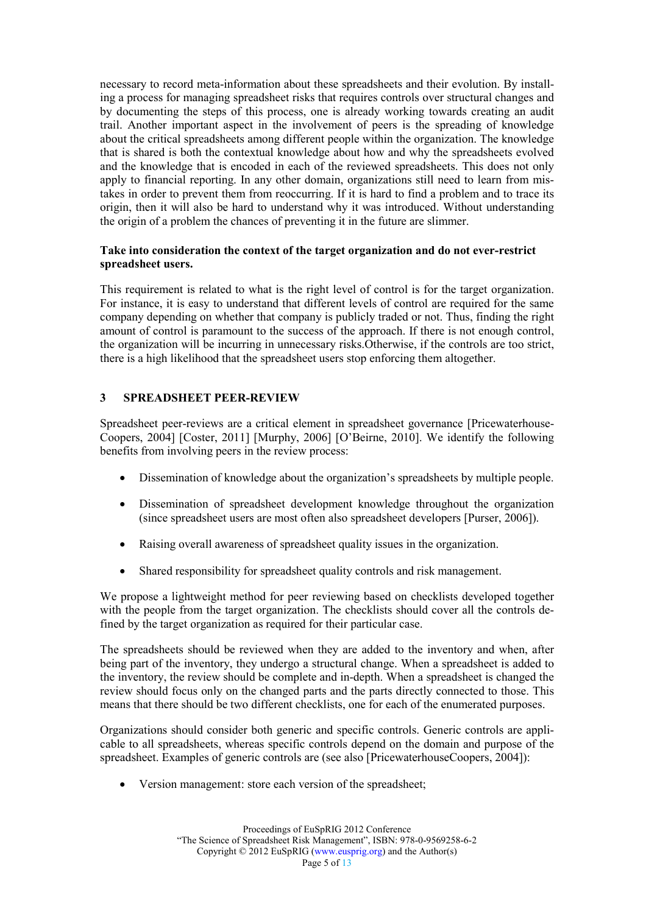necessary to record meta-information about these spreadsheets and their evolution. By installing a process for managing spreadsheet risks that requires controls over structural changes and by documenting the steps of this process, one is already working towards creating an audit trail. Another important aspect in the involvement of peers is the spreading of knowledge about the critical spreadsheets among different people within the organization. The knowledge that is shared is both the contextual knowledge about how and why the spreadsheets evolved and the knowledge that is encoded in each of the reviewed spreadsheets. This does not only apply to financial reporting. In any other domain, organizations still need to learn from mistakes in order to prevent them from reoccurring. If it is hard to find a problem and to trace its origin, then it will also be hard to understand why it was introduced. Without understanding the origin of a problem the chances of preventing it in the future are slimmer.

**Take into consideration the context of the target organization and do not ever-restrict spreadsheet users.**

This requirement is related to what is the right level of control is for the target organization. For instance, it is easy to understand that different levels of control are required for the same company depending on whether that company is publicly traded or not. Thus, finding the right amount of control is paramount to the success of the approach. If there is not enough control, the organization will be incurring in unnecessary risks.Otherwise, if the controls are too strict, there is a high likelihood that the spreadsheet users stop enforcing them altogether.

## 3 SPREADSHEET PEER-REVIEW

Spreadsheet peer-reviews are a critical element in spreadsheet governance [PricewaterhouseCoopers, 2004] [Coster, 2011] [Murphy, 2006] [O'Beirne, 2010]. We identify the following benefits from involving peers in the review process:

- Dissemination of knowledge about the organization's spreadsheets by multiple people.
- Dissemination of spreadsheet development knowledge throughout the organization (since spreadsheet users are most often also spreadsheet developers [Purser, 2006]).
- Raising overall awareness of spreadsheet quality issues in the organization.
- Shared responsibility for spreadsheet quality controls and risk management.

We propose a lightweight method for peer reviewing based on checklists developed together with the people from the target organization. The checklists should cover all the controls defined by the target organization as required for their particular case.

The spreadsheets should be reviewed when they are added to the inventory and when, after being part of the inventory, they undergo a structural change. When a spreadsheet is added to the inventory, the review should be complete and in-depth. When a spreadsheet is changed the review should focus only on the changed parts and the parts directly connected to those. This means that there should be two different checklists, one for each of the enumerated purposes.

Organizations should consider both generic and specific controls. Generic controls are applicable to all spreadsheets, whereas specific controls depend on the domain and purpose of the spreadsheet. Examples of generic controls are (see also [PricewaterhouseCoopers, 2004]):

- Version management: store each version of the spreadsheet;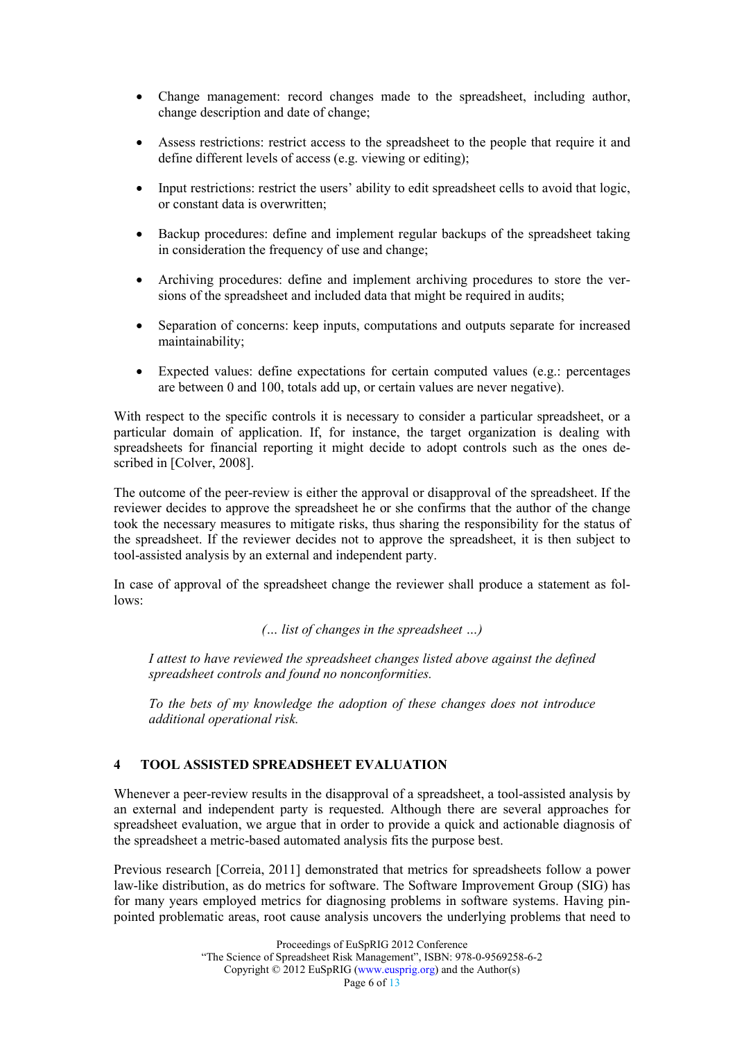- Change management: record changes made to the spreadsheet, including author, change description and date of change;
- Assess restrictions: restrict access to the spreadsheet to the people that require it and define different levels of access (e.g. viewing or editing);
- Input restrictions: restrict the users' ability to edit spreadsheet cells to avoid that logic, or constant data is overwritten;
- Backup procedures: define and implement regular backups of the spreadsheet taking in consideration the frequency of use and change;
- Archiving procedures: define and implement archiving procedures to store the versions of the spreadsheet and included data that might be required in audits;
- Separation of concerns: keep inputs, computations and outputs separate for increased maintainability;
- Expected values: define expectations for certain computed values (e.g.: percentages are between 0 and 100, totals add up, or certain values are never negative).

With respect to the specific controls it is necessary to consider a particular spreadsheet, or a particular domain of application. If, for instance, the target organization is dealing with spreadsheets for financial reporting it might decide to adopt controls such as the ones described in [Colver, 2008].

The outcome of the peer-review is either the approval or disapproval of the spreadsheet. If the reviewer decides to approve the spreadsheet he or she confirms that the author of the change took the necessary measures to mitigate risks, thus sharing the responsibility for the status of the spreadsheet. If the reviewer decides not to approve the spreadsheet, it is then subject to tool-assisted analysis by an external and independent party.

In case of approval of the spreadsheet change the reviewer shall produce a statement as follows:

*(… list of changes in the spreadsheet …)*

> *I attest to have reviewed the spreadsheet changes listed above against the defined spreadsheet controls and found no nonconformities.*
>
> *To the bets of my knowledge the adoption of these changes does not introduce additional operational risk.*

## 4 TOOL ASSISTED SPREADSHEET EVALUATION

Whenever a peer-review results in the disapproval of a spreadsheet, a tool-assisted analysis by an external and independent party is requested. Although there are several approaches for spreadsheet evaluation, we argue that in order to provide a quick and actionable diagnosis of the spreadsheet a metric-based automated analysis fits the purpose best.

Previous research [Correia, 2011] demonstrated that metrics for spreadsheets follow a power law-like distribution, as do metrics for software. The Software Improvement Group (SIG) has for many years employed metrics for diagnosing problems in software systems. Having pinpointed problematic areas, root cause analysis uncovers the underlying problems that need to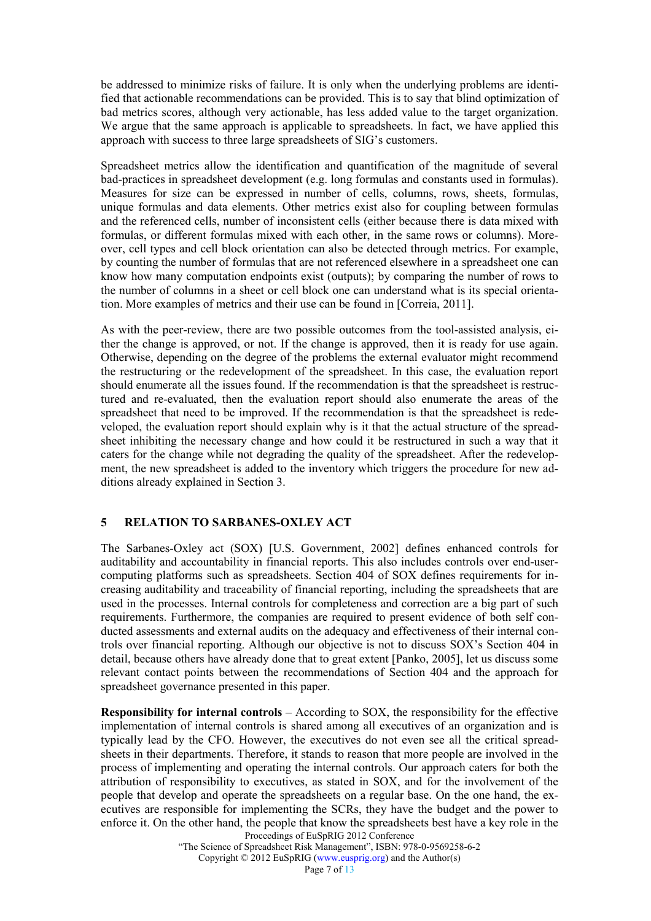be addressed to minimize risks of failure. It is only when the underlying problems are identified that actionable recommendations can be provided. This is to say that blind optimization of bad metrics scores, although very actionable, has less added value to the target organization. We argue that the same approach is applicable to spreadsheets. In fact, we have applied this approach with success to three large spreadsheets of SIG's customers.

Spreadsheet metrics allow the identification and quantification of the magnitude of several bad-practices in spreadsheet development (e.g. long formulas and constants used in formulas). Measures for size can be expressed in number of cells, columns, rows, sheets, formulas, unique formulas and data elements. Other metrics exist also for coupling between formulas and the referenced cells, number of inconsistent cells (either because there is data mixed with formulas, or different formulas mixed with each other, in the same rows or columns). Moreover, cell types and cell block orientation can also be detected through metrics. For example, by counting the number of formulas that are not referenced elsewhere in a spreadsheet one can know how many computation endpoints exist (outputs); by comparing the number of rows to the number of columns in a sheet or cell block one can understand what is its special orientation. More examples of metrics and their use can be found in [Correia, 2011].

As with the peer-review, there are two possible outcomes from the tool-assisted analysis, either the change is approved, or not. If the change is approved, then it is ready for use again. Otherwise, depending on the degree of the problems the external evaluator might recommend the restructuring or the redevelopment of the spreadsheet. In this case, the evaluation report should enumerate all the issues found. If the recommendation is that the spreadsheet is restructured and re-evaluated, then the evaluation report should also enumerate the areas of the spreadsheet that need to be improved. If the recommendation is that the spreadsheet is redeveloped, the evaluation report should explain why is it that the actual structure of the spreadsheet inhibiting the necessary change and how could it be restructured in such a way that it caters for the change while not degrading the quality of the spreadsheet. After the redevelopment, the new spreadsheet is added to the inventory which triggers the procedure for new additions already explained in Section 3.

## 5 RELATION TO SARBANES-OXLEY ACT

The Sarbanes-Oxley act (SOX) [U.S. Government, 2002] defines enhanced controls for auditability and accountability in financial reports. This also includes controls over end-user-computing platforms such as spreadsheets. Section 404 of SOX defines requirements for increasing auditability and traceability of financial reporting, including the spreadsheets that are used in the processes. Internal controls for completeness and correction are a big part of such requirements. Furthermore, the companies are required to present evidence of both self conducted assessments and external audits on the adequacy and effectiveness of their internal controls over financial reporting. Although our objective is not to discuss SOX's Section 404 in detail, because others have already done that to great extent [Panko, 2005], let us discuss some relevant contact points between the recommendations of Section 404 and the approach for spreadsheet governance presented in this paper.

**Responsibility for internal controls** – According to SOX, the responsibility for the effective implementation of internal controls is shared among all executives of an organization and is typically lead by the CFO. However, the executives do not even see all the critical spreadsheets in their departments. Therefore, it stands to reason that more people are involved in the process of implementing and operating the internal controls. Our approach caters for both the attribution of responsibility to executives, as stated in SOX, and for the involvement of the people that develop and operate the spreadsheets on a regular base. On the one hand, the executives are responsible for implementing the SCRs, they have the budget and the power to enforce it. On the other hand, the people that know the spreadsheets best have a key role in the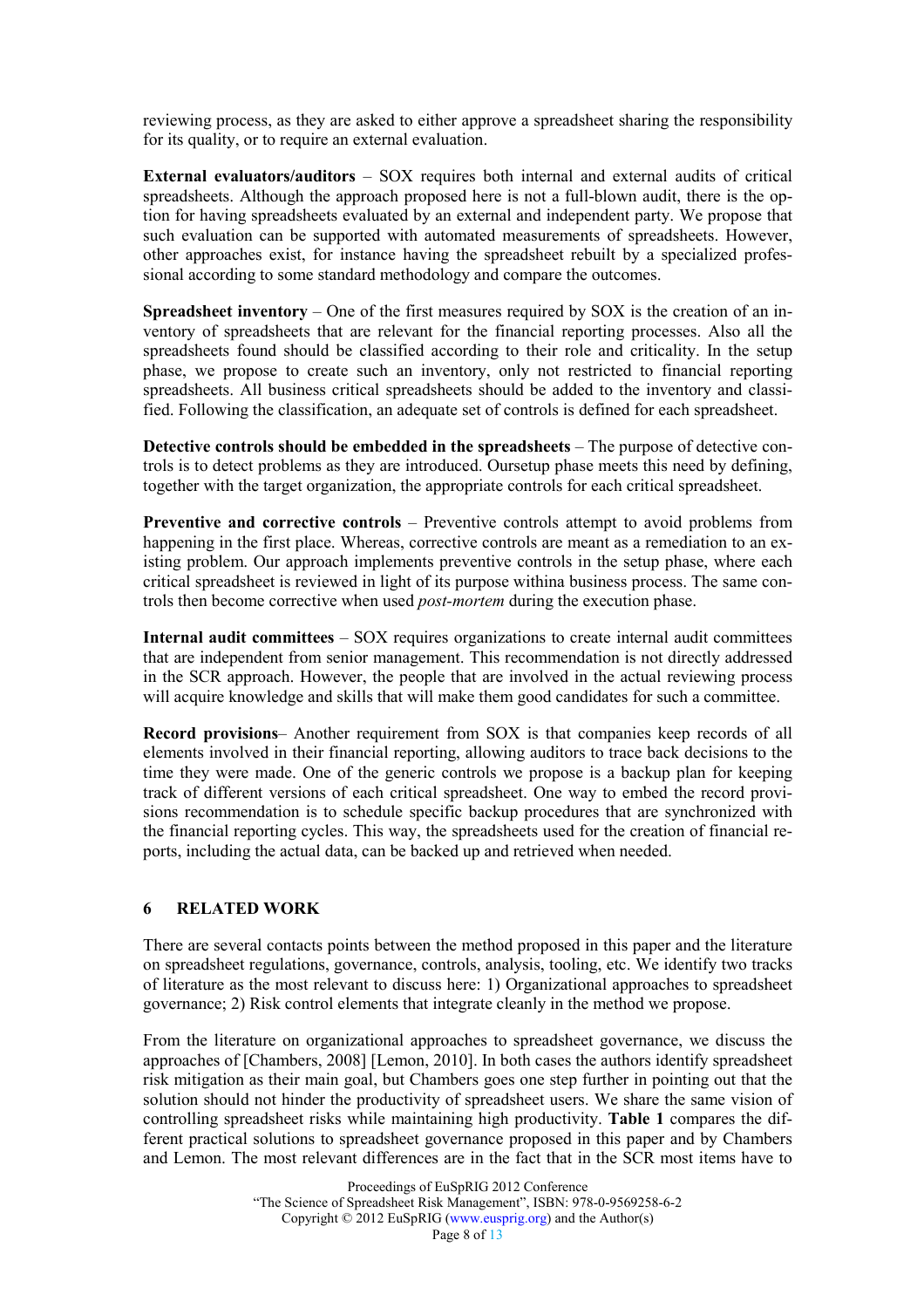reviewing process, as they are asked to either approve a spreadsheet sharing the responsibility for its quality, or to require an external evaluation.

**External evaluators/auditors** – SOX requires both internal and external audits of critical spreadsheets. Although the approach proposed here is not a full-blown audit, there is the option for having spreadsheets evaluated by an external and independent party. We propose that such evaluation can be supported with automated measurements of spreadsheets. However, other approaches exist, for instance having the spreadsheet rebuilt by a specialized professional according to some standard methodology and compare the outcomes.

**Spreadsheet inventory** – One of the first measures required by SOX is the creation of an inventory of spreadsheets that are relevant for the financial reporting processes. Also all the spreadsheets found should be classified according to their role and criticality. In the setup phase, we propose to create such an inventory, only not restricted to financial reporting spreadsheets. All business critical spreadsheets should be added to the inventory and classified. Following the classification, an adequate set of controls is defined for each spreadsheet.

**Detective controls should be embedded in the spreadsheets** – The purpose of detective controls is to detect problems as they are introduced. Oursetup phase meets this need by defining, together with the target organization, the appropriate controls for each critical spreadsheet.

**Preventive and corrective controls** – Preventive controls attempt to avoid problems from happening in the first place. Whereas, corrective controls are meant as a remediation to an existing problem. Our approach implements preventive controls in the setup phase, where each critical spreadsheet is reviewed in light of its purpose withina business process. The same controls then become corrective when used *post-mortem* during the execution phase.

**Internal audit committees** – SOX requires organizations to create internal audit committees that are independent from senior management. This recommendation is not directly addressed in the SCR approach. However, the people that are involved in the actual reviewing process will acquire knowledge and skills that will make them good candidates for such a committee.

**Record provisions**– Another requirement from SOX is that companies keep records of all elements involved in their financial reporting, allowing auditors to trace back decisions to the time they were made. One of the generic controls we propose is a backup plan for keeping track of different versions of each critical spreadsheet. One way to embed the record provisions recommendation is to schedule specific backup procedures that are synchronized with the financial reporting cycles. This way, the spreadsheets used for the creation of financial reports, including the actual data, can be backed up and retrieved when needed.

## 6 RELATED WORK

There are several contacts points between the method proposed in this paper and the literature on spreadsheet regulations, governance, controls, analysis, tooling, etc. We identify two tracks of literature as the most relevant to discuss here: 1) Organizational approaches to spreadsheet governance; 2) Risk control elements that integrate cleanly in the method we propose.

From the literature on organizational approaches to spreadsheet governance, we discuss the approaches of [Chambers, 2008] [Lemon, 2010]. In both cases the authors identify spreadsheet risk mitigation as their main goal, but Chambers goes one step further in pointing out that the solution should not hinder the productivity of spreadsheet users. We share the same vision of controlling spreadsheet risks while maintaining high productivity. **Table 1** compares the different practical solutions to spreadsheet governance proposed in this paper and by Chambers and Lemon. The most relevant differences are in the fact that in the SCR most items have to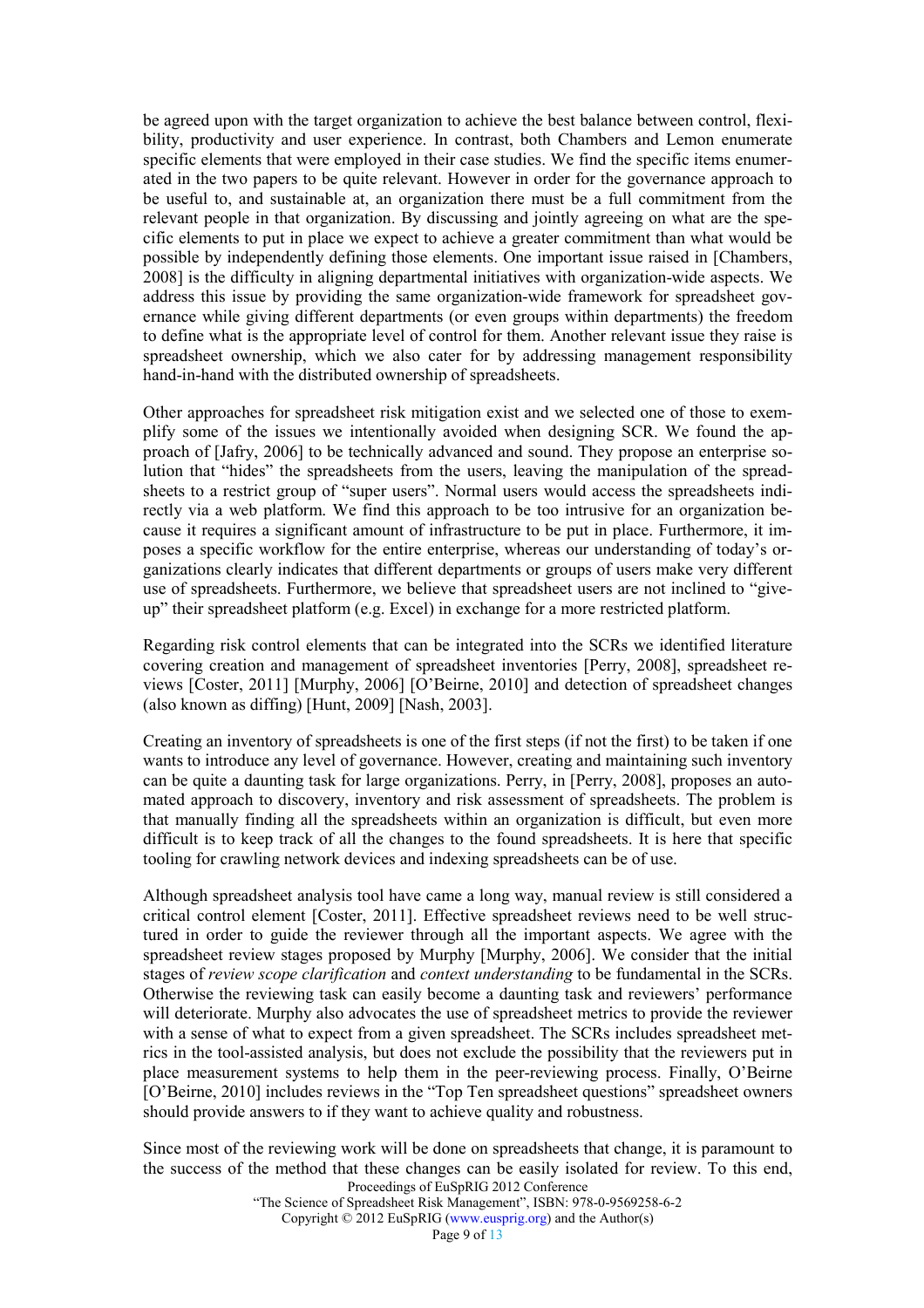be agreed upon with the target organization to achieve the best balance between control, flexibility, productivity and user experience. In contrast, both Chambers and Lemon enumerate specific elements that were employed in their case studies. We find the specific items enumerated in the two papers to be quite relevant. However in order for the governance approach to be useful to, and sustainable at, an organization there must be a full commitment from the relevant people in that organization. By discussing and jointly agreeing on what are the specific elements to put in place we expect to achieve a greater commitment than what would be possible by independently defining those elements. One important issue raised in [Chambers, 2008] is the difficulty in aligning departmental initiatives with organization-wide aspects. We address this issue by providing the same organization-wide framework for spreadsheet governance while giving different departments (or even groups within departments) the freedom to define what is the appropriate level of control for them. Another relevant issue they raise is spreadsheet ownership, which we also cater for by addressing management responsibility hand-in-hand with the distributed ownership of spreadsheets.

Other approaches for spreadsheet risk mitigation exist and we selected one of those to exemplify some of the issues we intentionally avoided when designing SCR. We found the approach of [Jafry, 2006] to be technically advanced and sound. They propose an enterprise solution that "hides" the spreadsheets from the users, leaving the manipulation of the spreadsheets to a restrict group of "super users". Normal users would access the spreadsheets indirectly via a web platform. We find this approach to be too intrusive for an organization because it requires a significant amount of infrastructure to be put in place. Furthermore, it imposes a specific workflow for the entire enterprise, whereas our understanding of today's organizations clearly indicates that different departments or groups of users make very different use of spreadsheets. Furthermore, we believe that spreadsheet users are not inclined to "give-up" their spreadsheet platform (e.g. Excel) in exchange for a more restricted platform.

Regarding risk control elements that can be integrated into the SCRs we identified literature covering creation and management of spreadsheet inventories [Perry, 2008], spreadsheet reviews [Coster, 2011] [Murphy, 2006] [O'Beirne, 2010] and detection of spreadsheet changes (also known as diffing) [Hunt, 2009] [Nash, 2003].

Creating an inventory of spreadsheets is one of the first steps (if not the first) to be taken if one wants to introduce any level of governance. However, creating and maintaining such inventory can be quite a daunting task for large organizations. Perry, in [Perry, 2008], proposes an automated approach to discovery, inventory and risk assessment of spreadsheets. The problem is that manually finding all the spreadsheets within an organization is difficult, but even more difficult is to keep track of all the changes to the found spreadsheets. It is here that specific tooling for crawling network devices and indexing spreadsheets can be of use.

Although spreadsheet analysis tool have came a long way, manual review is still considered a critical control element [Coster, 2011]. Effective spreadsheet reviews need to be well structured in order to guide the reviewer through all the important aspects. We agree with the spreadsheet review stages proposed by Murphy [Murphy, 2006]. We consider that the initial stages of *review scope clarification* and *context understanding* to be fundamental in the SCRs. Otherwise the reviewing task can easily become a daunting task and reviewers' performance will deteriorate. Murphy also advocates the use of spreadsheet metrics to provide the reviewer with a sense of what to expect from a given spreadsheet. The SCRs includes spreadsheet metrics in the tool-assisted analysis, but does not exclude the possibility that the reviewers put in place measurement systems to help them in the peer-reviewing process. Finally, O'Beirne [O'Beirne, 2010] includes reviews in the "Top Ten spreadsheet questions" spreadsheet owners should provide answers to if they want to achieve quality and robustness.

Since most of the reviewing work will be done on spreadsheets that change, it is paramount to the success of the method that these changes can be easily isolated for review. To this end,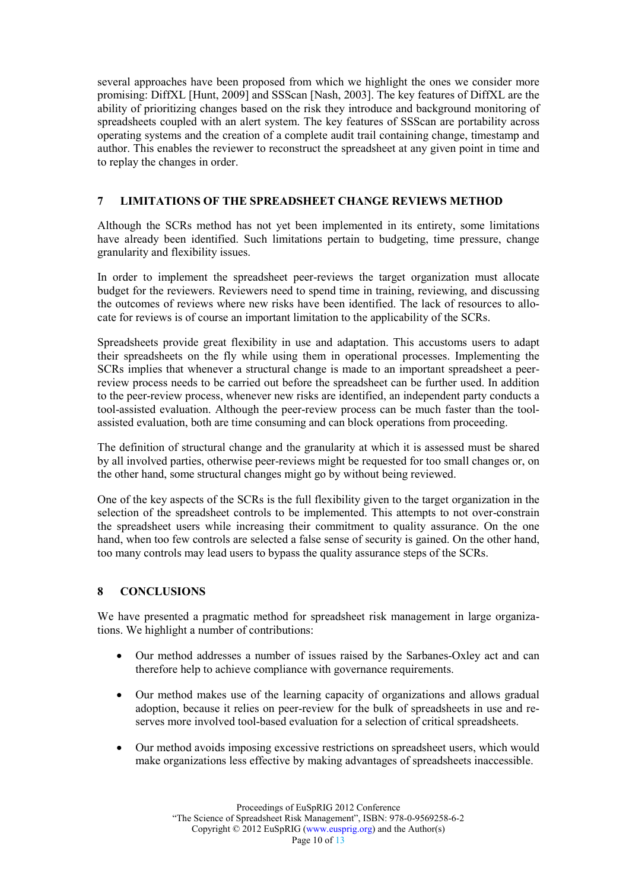several approaches have been proposed from which we highlight the ones we consider more promising: DiffXL [Hunt, 2009] and SSScan [Nash, 2003]. The key features of DiffXL are the ability of prioritizing changes based on the risk they introduce and background monitoring of spreadsheets coupled with an alert system. The key features of SSScan are portability across operating systems and the creation of a complete audit trail containing change, timestamp and author. This enables the reviewer to reconstruct the spreadsheet at any given point in time and to replay the changes in order.

## 7 LIMITATIONS OF THE SPREADSHEET CHANGE REVIEWS METHOD

Although the SCRs method has not yet been implemented in its entirety, some limitations have already been identified. Such limitations pertain to budgeting, time pressure, change granularity and flexibility issues.

In order to implement the spreadsheet peer-reviews the target organization must allocate budget for the reviewers. Reviewers need to spend time in training, reviewing, and discussing the outcomes of reviews where new risks have been identified. The lack of resources to allocate for reviews is of course an important limitation to the applicability of the SCRs.

Spreadsheets provide great flexibility in use and adaptation. This accustoms users to adapt their spreadsheets on the fly while using them in operational processes. Implementing the SCRs implies that whenever a structural change is made to an important spreadsheet a peer-review process needs to be carried out before the spreadsheet can be further used. In addition to the peer-review process, whenever new risks are identified, an independent party conducts a tool-assisted evaluation. Although the peer-review process can be much faster than the tool-assisted evaluation, both are time consuming and can block operations from proceeding.

The definition of structural change and the granularity at which it is assessed must be shared by all involved parties, otherwise peer-reviews might be requested for too small changes or, on the other hand, some structural changes might go by without being reviewed.

One of the key aspects of the SCRs is the full flexibility given to the target organization in the selection of the spreadsheet controls to be implemented. This attempts to not over-constrain the spreadsheet users while increasing their commitment to quality assurance. On the one hand, when too few controls are selected a false sense of security is gained. On the other hand, too many controls may lead users to bypass the quality assurance steps of the SCRs.

## 8 CONCLUSIONS

We have presented a pragmatic method for spreadsheet risk management in large organizations. We highlight a number of contributions:

- Our method addresses a number of issues raised by the Sarbanes-Oxley act and can therefore help to achieve compliance with governance requirements.
- Our method makes use of the learning capacity of organizations and allows gradual adoption, because it relies on peer-review for the bulk of spreadsheets in use and reserves more involved tool-based evaluation for a selection of critical spreadsheets.
- Our method avoids imposing excessive restrictions on spreadsheet users, which would make organizations less effective by making advantages of spreadsheets inaccessible.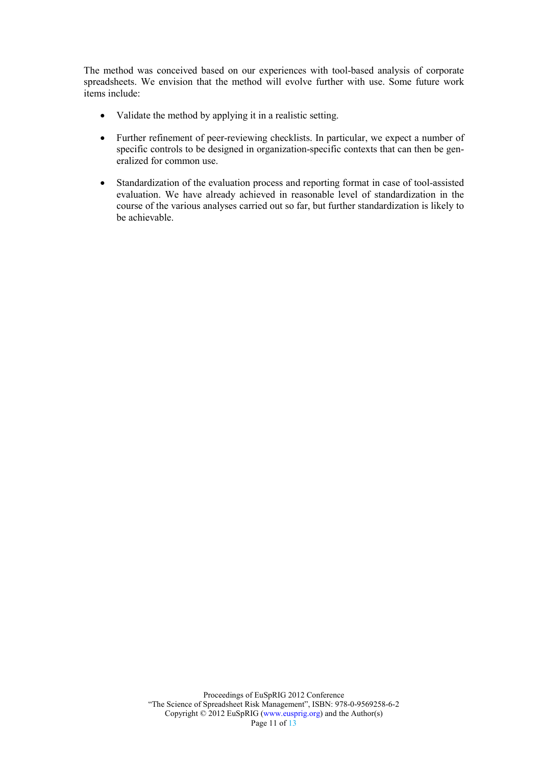The method was conceived based on our experiences with tool-based analysis of corporate spreadsheets. We envision that the method will evolve further with use. Some future work items include:

- Validate the method by applying it in a realistic setting.
- Further refinement of peer-reviewing checklists. In particular, we expect a number of specific controls to be designed in organization-specific contexts that can then be generalized for common use.
- Standardization of the evaluation process and reporting format in case of tool-assisted evaluation. We have already achieved in reasonable level of standardization in the course of the various analyses carried out so far, but further standardization is likely to be achievable.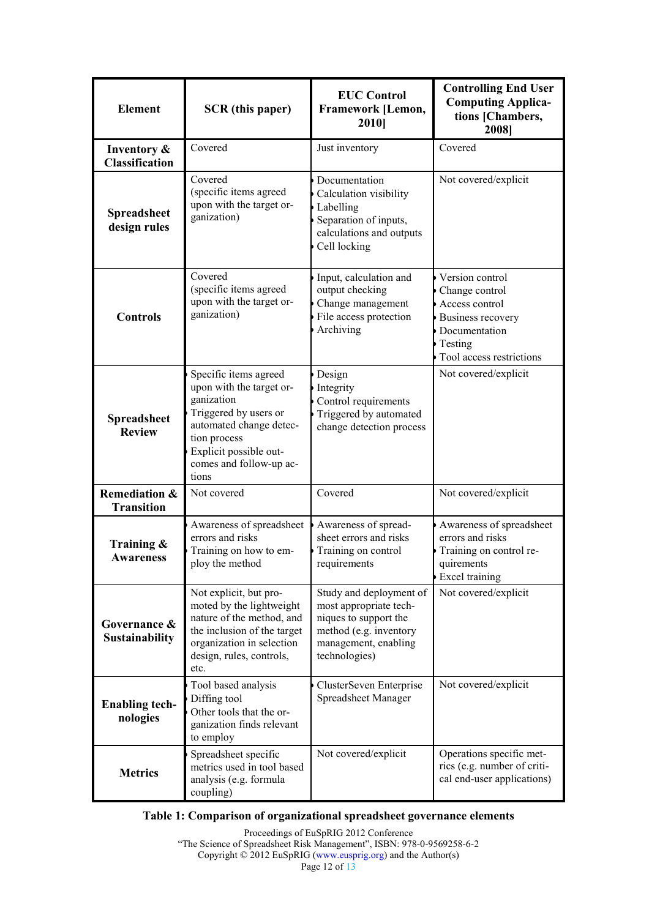| Element | SCR (this paper) | EUC Control Framework [Lemon, 2010] | Controlling End User Computing Applications [Chambers, 2008] |
|---|---|---|---|
| **Inventory & Classification** | Covered | Just inventory | Covered |
| **Spreadsheet design rules** | Covered (specific items agreed upon with the target organization) | • Documentation<br>• Calculation visibility<br>• Labelling<br>• Separation of inputs, calculations and outputs<br>• Cell locking | Not covered/explicit |
| **Controls** | Covered (specific items agreed upon with the target organization) | • Input, calculation and output checking<br>• Change management<br>• File access protection<br>• Archiving | • Version control<br>• Change control<br>• Access control<br>• Business recovery<br>• Documentation<br>• Testing<br>• Tool access restrictions |
| **Spreadsheet Review** | • Specific items agreed upon with the target organization<br>• Triggered by users or automated change detection process<br>• Explicit possible outcomes and follow-up actions | • Design<br>• Integrity<br>• Control requirements<br>• Triggered by automated change detection process | Not covered/explicit |
| **Remediation & Transition** | Not covered | Covered | Not covered/explicit |
| **Training & Awareness** | • Awareness of spreadsheet errors and risks<br>• Training on how to employ the method | • Awareness of spreadsheet errors and risks<br>• Training on control requirements | • Awareness of spreadsheet errors and risks<br>• Training on control requirements<br>• Excel training |
| **Governance & Sustainability** | Not explicit, but promoted by the lightweight nature of the method, and the inclusion of the target organization in selection design, rules, controls, etc. | Study and deployment of most appropriate techniques to support the method (e.g. inventory management, enabling technologies) | Not covered/explicit |
| **Enabling technologies** | • Tool based analysis<br>• Diffing tool<br>• Other tools that the organization finds relevant to employ | • ClusterSeven Enterprise Spreadsheet Manager | Not covered/explicit |
| **Metrics** | Spreadsheet specific metrics used in tool based analysis (e.g. formula coupling) | Not covered/explicit | Operations specific metrics (e.g. number of critical end-user applications) |

**Table 1: Comparison of organizational spreadsheet governance elements**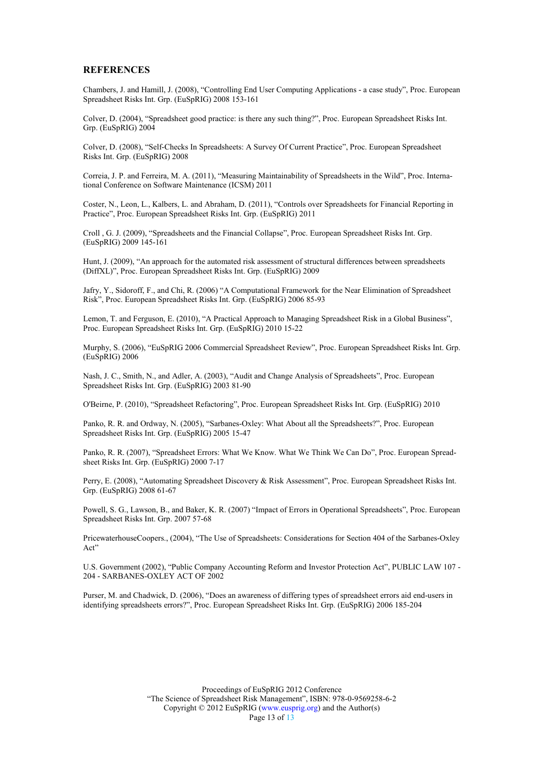## REFERENCES

Chambers, J. and Hamill, J. (2008), "Controlling End User Computing Applications - a case study", Proc. European Spreadsheet Risks Int. Grp. (EuSpRIG) 2008 153-161

Colver, D. (2004), "Spreadsheet good practice: is there any such thing?", Proc. European Spreadsheet Risks Int. Grp. (EuSpRIG) 2004

Colver, D. (2008), "Self-Checks In Spreadsheets: A Survey Of Current Practice", Proc. European Spreadsheet Risks Int. Grp. (EuSpRIG) 2008

Correia, J. P. and Ferreira, M. A. (2011), "Measuring Maintainability of Spreadsheets in the Wild", Proc. International Conference on Software Maintenance (ICSM) 2011

Coster, N., Leon, L., Kalbers, L. and Abraham, D. (2011), "Controls over Spreadsheets for Financial Reporting in Practice", Proc. European Spreadsheet Risks Int. Grp. (EuSpRIG) 2011

Croll , G. J. (2009), "Spreadsheets and the Financial Collapse", Proc. European Spreadsheet Risks Int. Grp. (EuSpRIG) 2009 145-161

Hunt, J. (2009), "An approach for the automated risk assessment of structural differences between spreadsheets (DiffXL)", Proc. European Spreadsheet Risks Int. Grp. (EuSpRIG) 2009

Jafry, Y., Sidoroff, F., and Chi, R. (2006) "A Computational Framework for the Near Elimination of Spreadsheet Risk", Proc. European Spreadsheet Risks Int. Grp. (EuSpRIG) 2006 85-93

Lemon, T. and Ferguson, E. (2010), "A Practical Approach to Managing Spreadsheet Risk in a Global Business", Proc. European Spreadsheet Risks Int. Grp. (EuSpRIG) 2010 15-22

Murphy, S. (2006), "EuSpRIG 2006 Commercial Spreadsheet Review", Proc. European Spreadsheet Risks Int. Grp. (EuSpRIG) 2006

Nash, J. C., Smith, N., and Adler, A. (2003), "Audit and Change Analysis of Spreadsheets", Proc. European Spreadsheet Risks Int. Grp. (EuSpRIG) 2003 81-90

O'Beirne, P. (2010), "Spreadsheet Refactoring", Proc. European Spreadsheet Risks Int. Grp. (EuSpRIG) 2010

Panko, R. R. and Ordway, N. (2005), "Sarbanes-Oxley: What About all the Spreadsheets?", Proc. European Spreadsheet Risks Int. Grp. (EuSpRIG) 2005 15-47

Panko, R. R. (2007), "Spreadsheet Errors: What We Know. What We Think We Can Do", Proc. European Spreadsheet Risks Int. Grp. (EuSpRIG) 2000 7-17

Perry, E. (2008), "Automating Spreadsheet Discovery & Risk Assessment", Proc. European Spreadsheet Risks Int. Grp. (EuSpRIG) 2008 61-67

Powell, S. G., Lawson, B., and Baker, K. R. (2007) "Impact of Errors in Operational Spreadsheets", Proc. European Spreadsheet Risks Int. Grp. 2007 57-68

PricewaterhouseCoopers., (2004), "The Use of Spreadsheets: Considerations for Section 404 of the Sarbanes-Oxley Act"

U.S. Government (2002), "Public Company Accounting Reform and Investor Protection Act", PUBLIC LAW 107 - 204 - SARBANES-OXLEY ACT OF 2002

Purser, M. and Chadwick, D. (2006), "Does an awareness of differing types of spreadsheet errors aid end-users in identifying spreadsheets errors?", Proc. European Spreadsheet Risks Int. Grp. (EuSpRIG) 2006 185-204